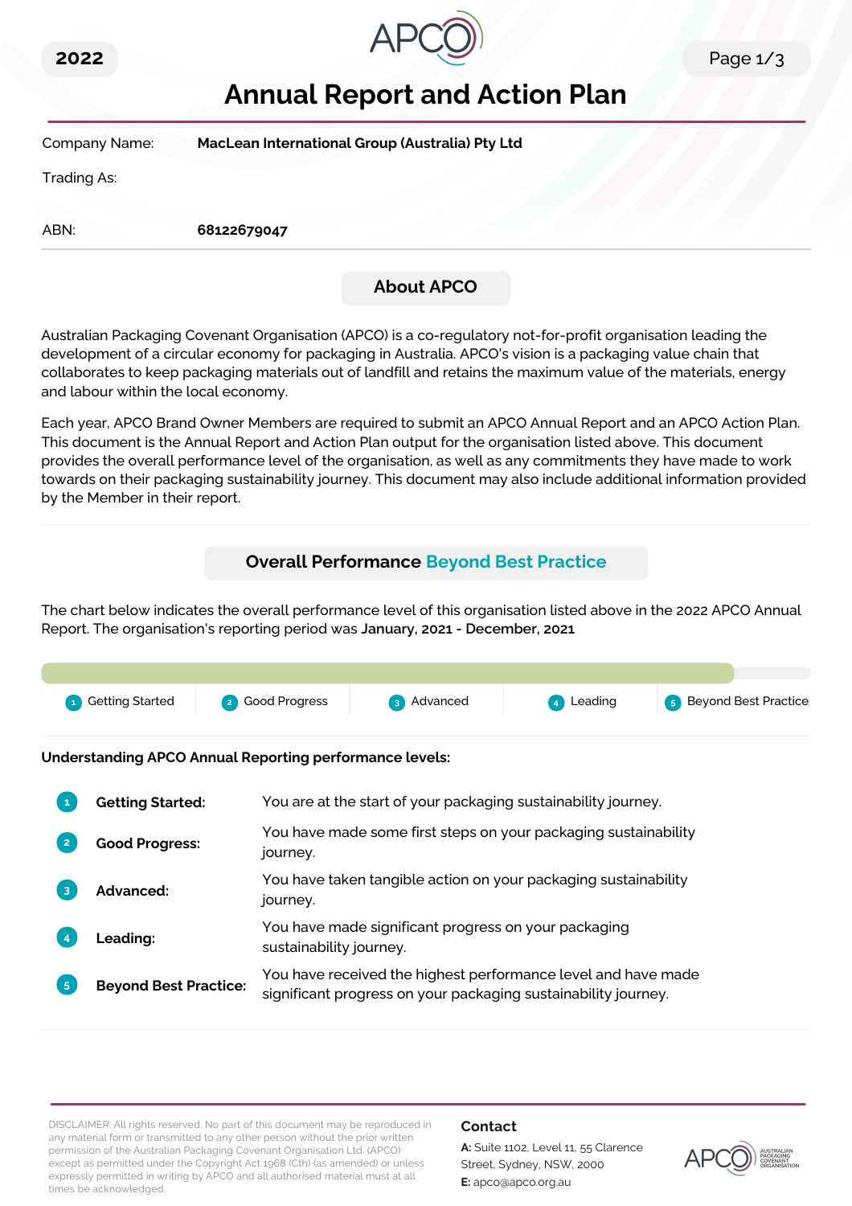2022

# Annual Report and Action Plan

| | |
|---|---|
| Company Name: | **MacLean International Group (Australia) Pty Ltd** |
| Trading As: | |
| ABN: | **68122679047** |

## About APCO

Australian Packaging Covenant Organisation (APCO) is a co-regulatory not-for-profit organisation leading the development of a circular economy for packaging in Australia. APCO's vision is a packaging value chain that collaborates to keep packaging materials out of landfill and retains the maximum value of the materials, energy and labour within the local economy.

Each year, APCO Brand Owner Members are required to submit an APCO Annual Report and an APCO Action Plan. This document is the Annual Report and Action Plan output for the organisation listed above. This document provides the overall performance level of the organisation, as well as any commitments they have made to work towards on their packaging sustainability journey. This document may also include additional information provided by the Member in their report.

## Overall Performance Beyond Best Practice

The chart below indicates the overall performance level of this organisation listed above in the 2022 APCO Annual Report. The organisation's reporting period was **January, 2021 - December, 2021**

1 Getting Started | 2 Good Progress | 3 Advanced | 4 Leading | 5 Beyond Best Practice

**Understanding APCO Annual Reporting performance levels:**

| | | |
|---|---|---|
| 1 | **Getting Started:** | You are at the start of your packaging sustainability journey. |
| 2 | **Good Progress:** | You have made some first steps on your packaging sustainability journey. |
| 3 | **Advanced:** | You have taken tangible action on your packaging sustainability journey. |
| 4 | **Leading:** | You have made significant progress on your packaging sustainability journey. |
| 5 | **Beyond Best Practice:** | You have received the highest performance level and have made significant progress on your packaging sustainability journey. |

DISCLAIMER: All rights reserved. No part of this document may be reproduced in any material form or transmitted to any other person without the prior written permission of the Australian Packaging Covenant Organisation Ltd. (APCO) except as permitted under the Copyright Act 1968 (Cth) (as amended) or unless expressly permitted in writing by APCO and all authorised material must at all times be acknowledged.

**Contact**

**A:** Suite 1102, Level 11, 55 Clarence Street, Sydney, NSW, 2000

**E:** apco@apco.org.au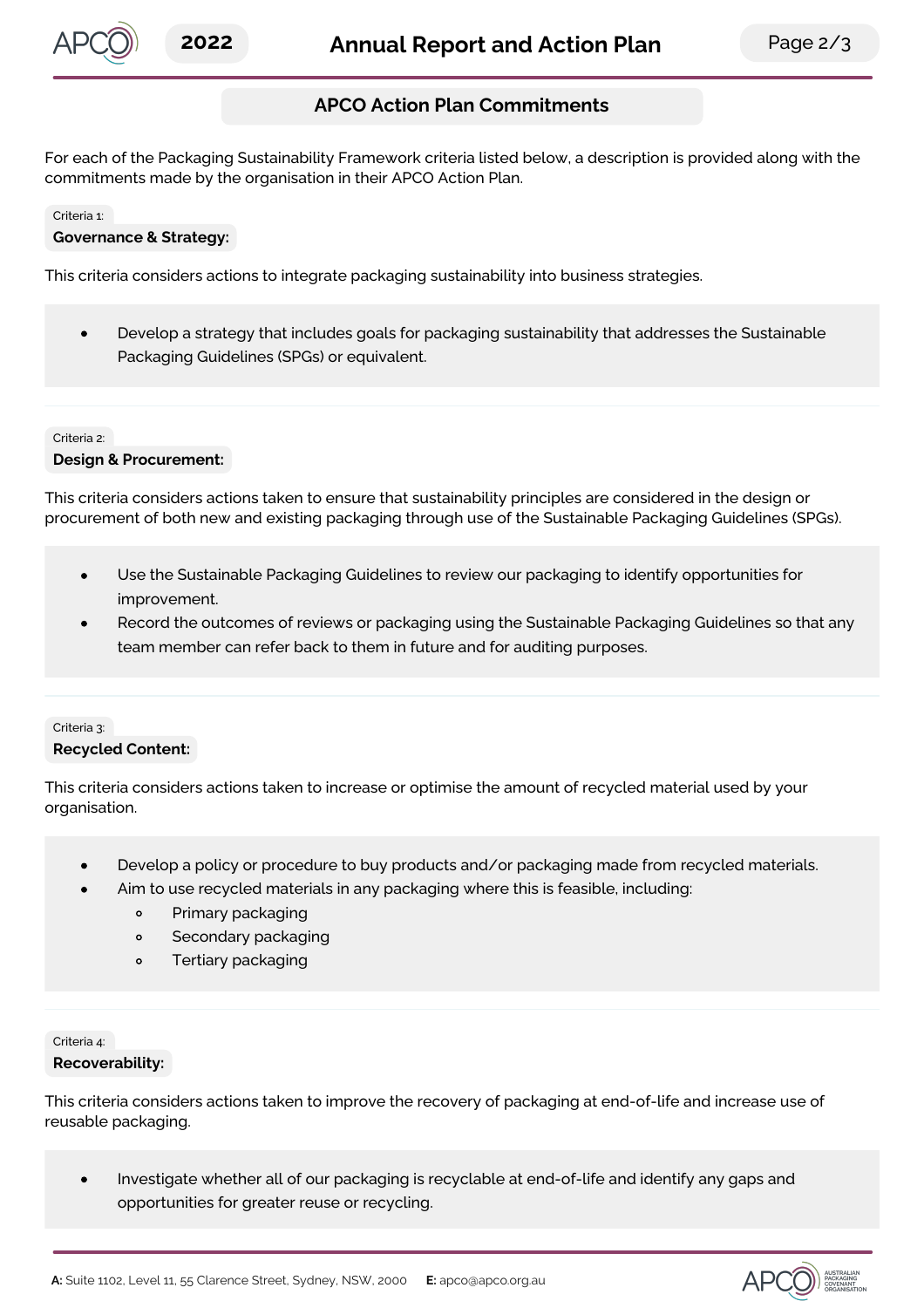## APCO Action Plan Commitments

For each of the Packaging Sustainability Framework criteria listed below, a description is provided along with the commitments made by the organisation in their APCO Action Plan.

Criteria 1:

### Governance & Strategy:

This criteria considers actions to integrate packaging sustainability into business strategies.

- Develop a strategy that includes goals for packaging sustainability that addresses the Sustainable Packaging Guidelines (SPGs) or equivalent.

Criteria 2:

### Design & Procurement:

This criteria considers actions taken to ensure that sustainability principles are considered in the design or procurement of both new and existing packaging through use of the Sustainable Packaging Guidelines (SPGs).

- Use the Sustainable Packaging Guidelines to review our packaging to identify opportunities for improvement.
- Record the outcomes of reviews or packaging using the Sustainable Packaging Guidelines so that any team member can refer back to them in future and for auditing purposes.

Criteria 3:

### Recycled Content:

This criteria considers actions taken to increase or optimise the amount of recycled material used by your organisation.

- Develop a policy or procedure to buy products and/or packaging made from recycled materials.
- Aim to use recycled materials in any packaging where this is feasible, including:
  - Primary packaging
  - Secondary packaging
  - Tertiary packaging

Criteria 4:

### Recoverability:

This criteria considers actions taken to improve the recovery of packaging at end-of-life and increase use of reusable packaging.

- Investigate whether all of our packaging is recyclable at end-of-life and identify any gaps and opportunities for greater reuse or recycling.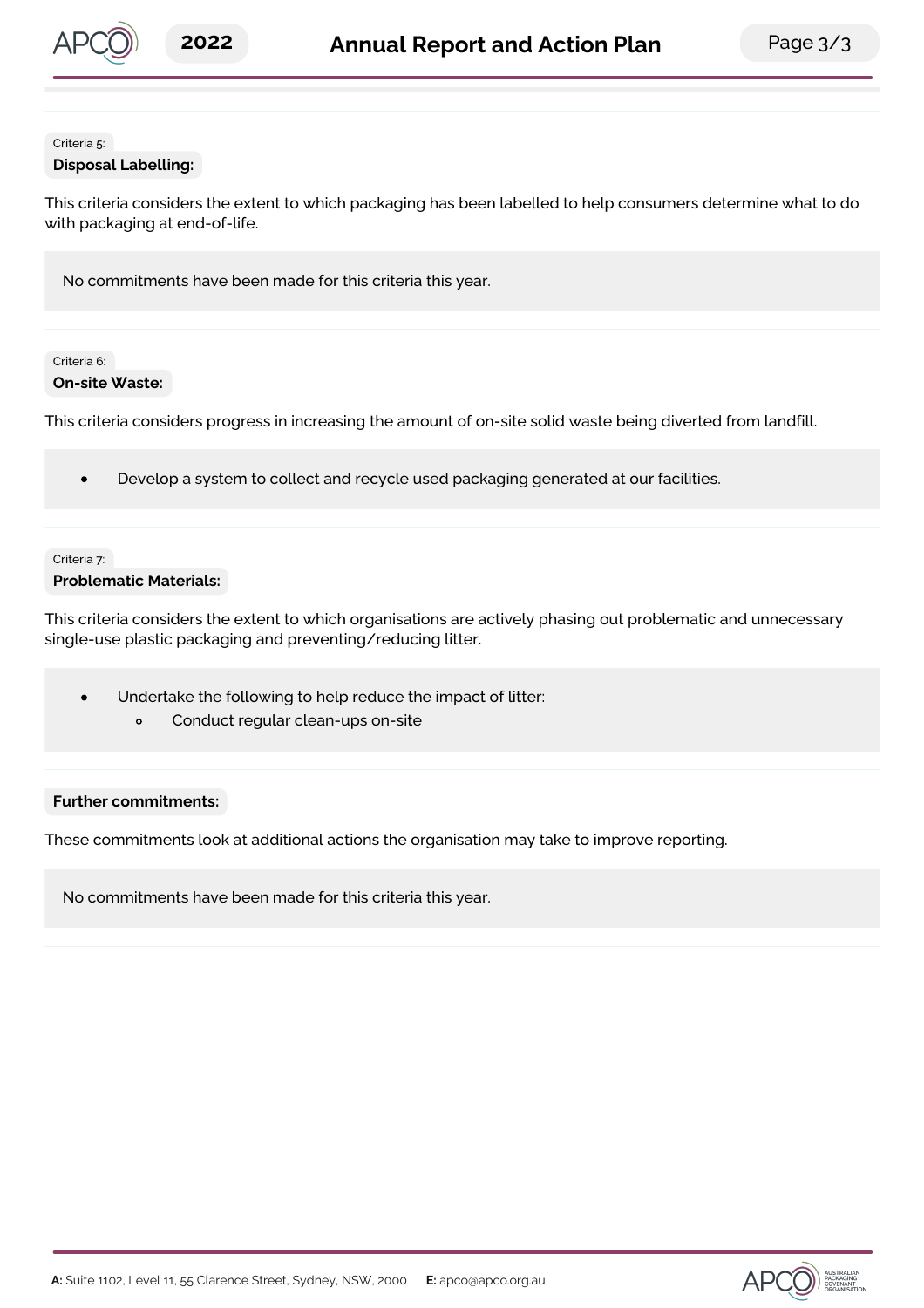Criteria 5:

**Disposal Labelling:**

This criteria considers the extent to which packaging has been labelled to help consumers determine what to do with packaging at end-of-life.

No commitments have been made for this criteria this year.

Criteria 6:

**On-site Waste:**

This criteria considers progress in increasing the amount of on-site solid waste being diverted from landfill.

- Develop a system to collect and recycle used packaging generated at our facilities.

Criteria 7:

**Problematic Materials:**

This criteria considers the extent to which organisations are actively phasing out problematic and unnecessary single-use plastic packaging and preventing/reducing litter.

- Undertake the following to help reduce the impact of litter:
  - Conduct regular clean-ups on-site

**Further commitments:**

These commitments look at additional actions the organisation may take to improve reporting.

No commitments have been made for this criteria this year.